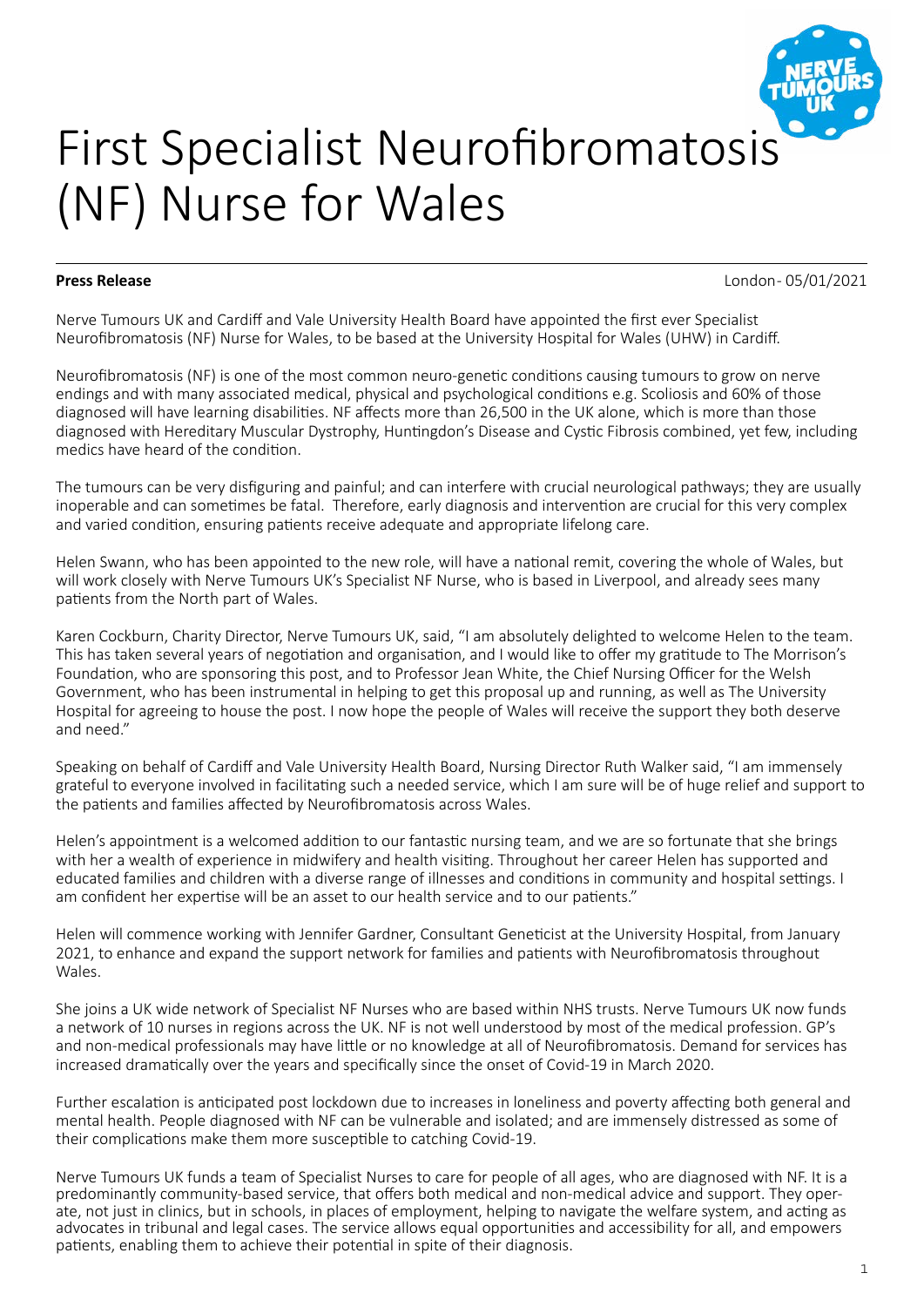# First Specialist Neurofibromatosis (NF) Nurse for Wales

**Press Release**

London- 05/01/2021

Nerve Tumours UK and Cardiff and Vale University Health Board have appointed the first ever Specialist Neurofibromatosis (NF) Nurse for Wales, to be based at the University Hospital for Wales (UHW) in Cardiff.

Neurofibromatosis (NF) is one of the most common neuro-genetic conditions causing tumours to grow on nerve endings and with many associated medical, physical and psychological conditions e.g. Scoliosis and 60% of those diagnosed will have learning disabilities. NF affects more than 26,500 in the UK alone, which is more than those diagnosed with Hereditary Muscular Dystrophy, Huntingdon's Disease and Cystic Fibrosis combined, yet few, including medics have heard of the condition.

The tumours can be very disfiguring and painful; and can interfere with crucial neurological pathways; they are usually inoperable and can sometimes be fatal. Therefore, early diagnosis and intervention are crucial for this very complex and varied condition, ensuring patients receive adequate and appropriate lifelong care.

Helen Swann, who has been appointed to the new role, will have a national remit, covering the whole of Wales, but will work closely with Nerve Tumours UK's Specialist NF Nurse, who is based in Liverpool, and already sees many patients from the North part of Wales.

Karen Cockburn, Charity Director, Nerve Tumours UK, said, "I am absolutely delighted to welcome Helen to the team. This has taken several years of negotiation and organisation, and I would like to offer my gratitude to The Morrison's Foundation, who are sponsoring this post, and to Professor Jean White, the Chief Nursing Officer for the Welsh Government, who has been instrumental in helping to get this proposal up and running, as well as The University Hospital for agreeing to house the post. I now hope the people of Wales will receive the support they both deserve and need."

Speaking on behalf of Cardiff and Vale University Health Board, Nursing Director Ruth Walker said, "I am immensely grateful to everyone involved in facilitating such a needed service, which I am sure will be of huge relief and support to the patients and families affected by Neurofibromatosis across Wales.

Helen's appointment is a welcomed addition to our fantastic nursing team, and we are so fortunate that she brings with her a wealth of experience in midwifery and health visiting. Throughout her career Helen has supported and educated families and children with a diverse range of illnesses and conditions in community and hospital settings. I am confident her expertise will be an asset to our health service and to our patients."

Helen will commence working with Jennifer Gardner, Consultant Geneticist at the University Hospital, from January 2021, to enhance and expand the support network for families and patients with Neurofibromatosis throughout Wales.

She joins a UK wide network of Specialist NF Nurses who are based within NHS trusts. Nerve Tumours UK now funds a network of 10 nurses in regions across the UK. NF is not well understood by most of the medical profession. GP's and non-medical professionals may have little or no knowledge at all of Neurofibromatosis. Demand for services has increased dramatically over the years and specifically since the onset of Covid-19 in March 2020.

Further escalation is anticipated post lockdown due to increases in loneliness and poverty affecting both general and mental health. People diagnosed with NF can be vulnerable and isolated; and are immensely distressed as some of their complications make them more susceptible to catching Covid-19.

Nerve Tumours UK funds a team of Specialist Nurses to care for people of all ages, who are diagnosed with NF. It is a predominantly community-based service, that offers both medical and non-medical advice and support. They operate, not just in clinics, but in schools, in places of employment, helping to navigate the welfare system, and acting as advocates in tribunal and legal cases. The service allows equal opportunities and accessibility for all, and empowers patients, enabling them to achieve their potential in spite of their diagnosis.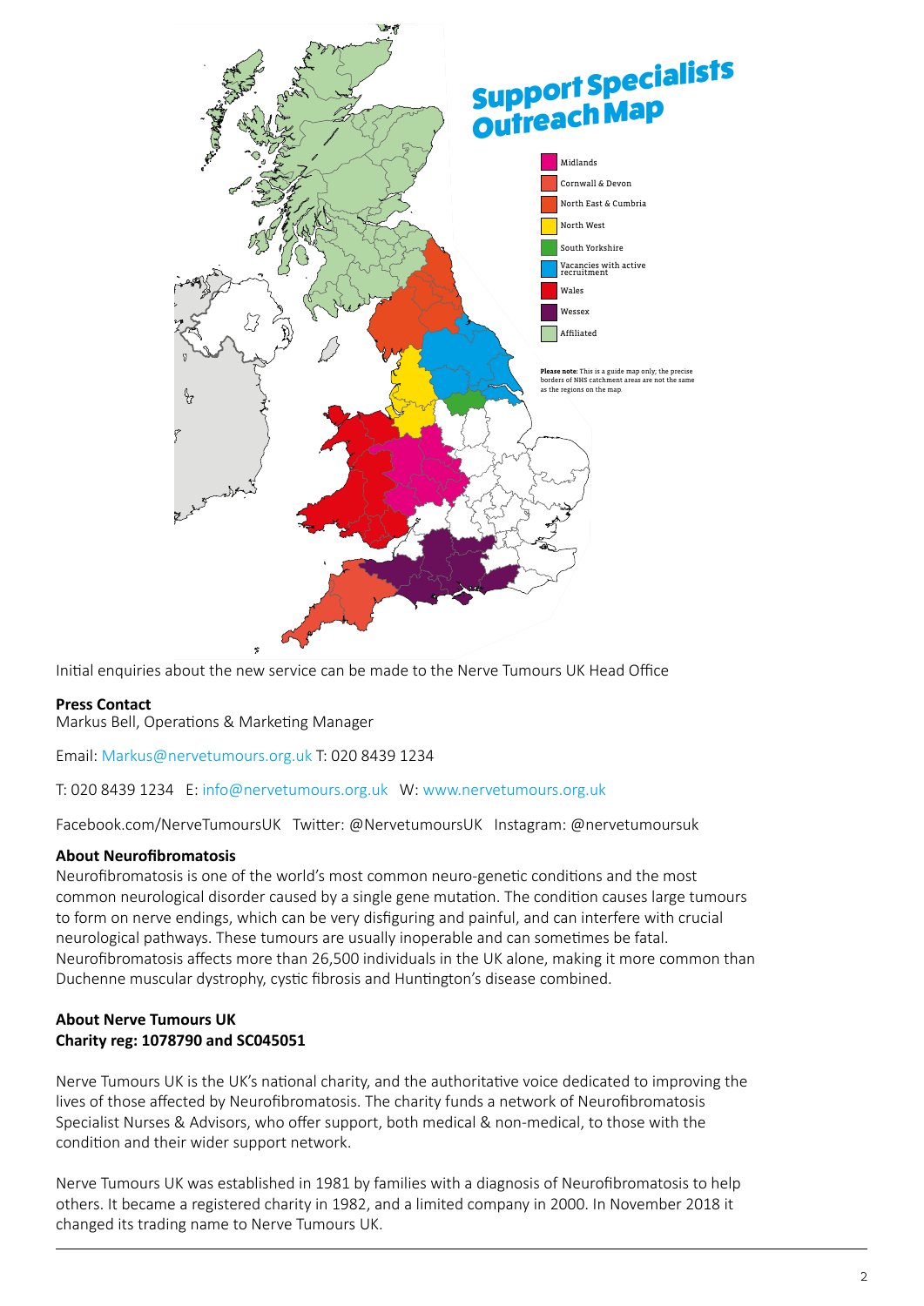Support Specialists Outreach Map

Midlands

Cornwall & Devon

North East & Cumbria

North West

South Yorkshire

Vacancies with active recruitment

Wales

Wessex

Affiliated

**Please note:** This is a guide map only; the precise borders of NHS catchment areas are not the same as the regions on the map.

Initial enquiries about the new service can be made to the Nerve Tumours UK Head Office

**Press Contact**
Markus Bell, Operations & Marketing Manager

Email: Markus@nervetumours.org.uk T: 020 8439 1234

T: 020 8439 1234   E: info@nervetumours.org.uk   W: www.nervetumours.org.uk

Facebook.com/NerveTumoursUK   Twitter: @NervetumoursUK   Instagram: @nervetumoursuk

**About Neurofibromatosis**
Neurofibromatosis is one of the world's most common neuro-genetic conditions and the most common neurological disorder caused by a single gene mutation. The condition causes large tumours to form on nerve endings, which can be very disfiguring and painful, and can interfere with crucial neurological pathways. These tumours are usually inoperable and can sometimes be fatal. Neurofibromatosis affects more than 26,500 individuals in the UK alone, making it more common than Duchenne muscular dystrophy, cystic fibrosis and Huntington's disease combined.

**About Nerve Tumours UK**
**Charity reg: 1078790 and SC045051**

Nerve Tumours UK is the UK's national charity, and the authoritative voice dedicated to improving the lives of those affected by Neurofibromatosis. The charity funds a network of Neurofibromatosis Specialist Nurses & Advisors, who offer support, both medical & non-medical, to those with the condition and their wider support network.

Nerve Tumours UK was established in 1981 by families with a diagnosis of Neurofibromatosis to help others. It became a registered charity in 1982, and a limited company in 2000. In November 2018 it changed its trading name to Nerve Tumours UK.